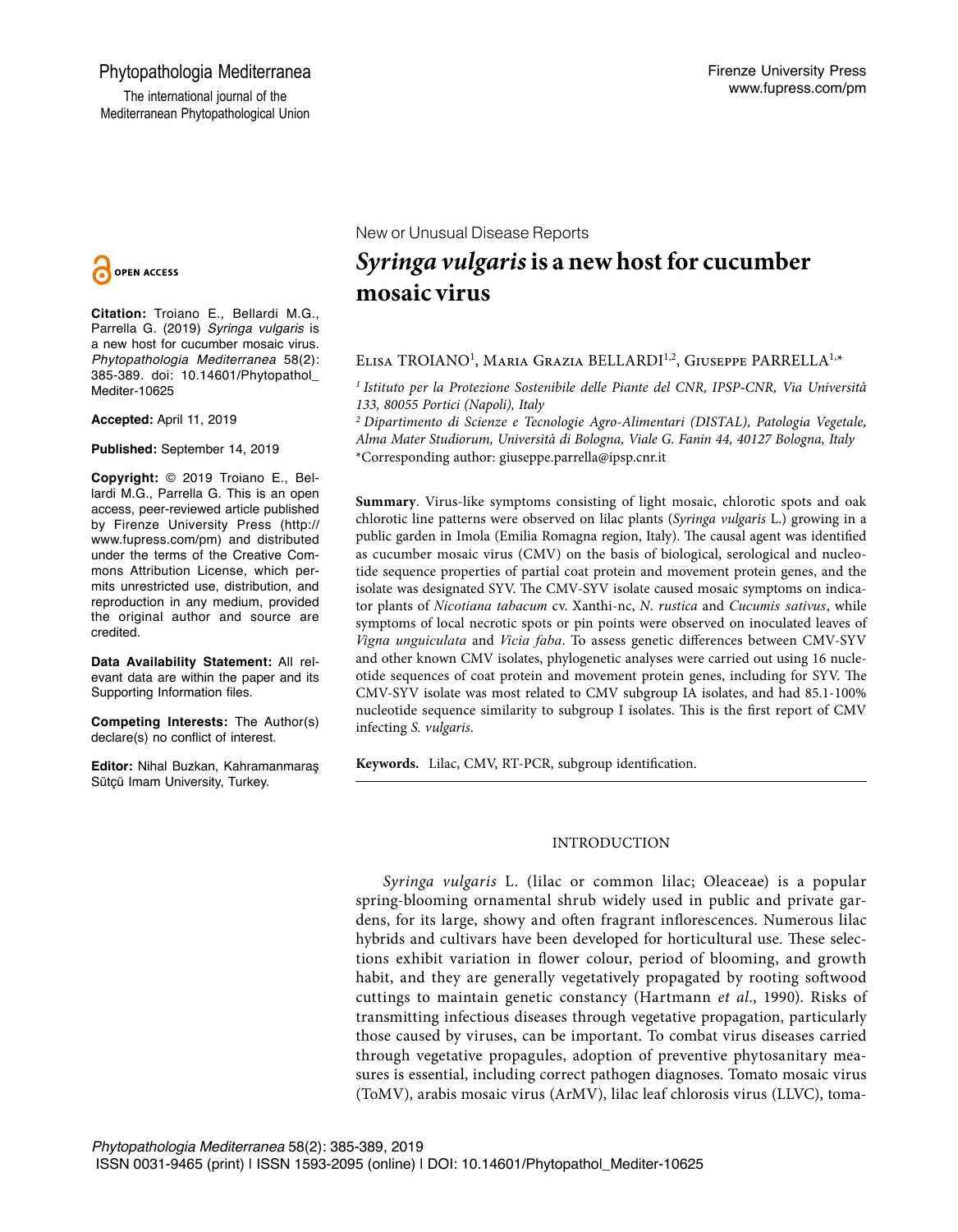New or Unusual Disease Reports

# *Syringa vulgaris* is a new host for cucumber mosaic virus

Elisa TROIANO[1], Maria Grazia BELLARDI[1,2], Giuseppe PARRELLA[1,*]

[1] *Istituto per la Protezione Sostenibile delle Piante del CNR, IPSP-CNR, Via Università 133, 80055 Portici (Napoli), Italy*

[2] *Dipartimento di Scienze e Tecnologie Agro-Alimentari (DISTAL), Patologia Vegetale, Alma Mater Studiorum, Università di Bologna, Viale G. Fanin 44, 40127 Bologna, Italy*

*Corresponding author: giuseppe.parrella@ipsp.cnr.it

OPEN ACCESS

**Citation:** Troiano E., Bellardi M.G., Parrella G. (2019) *Syringa vulgaris* is a new host for cucumber mosaic virus. *Phytopathologia Mediterranea* 58(2): 385-389. doi: 10.14601/Phytopathol_Mediter-10625

**Accepted:** April 11, 2019

**Published:** September 14, 2019

**Copyright:** © 2019 Troiano E., Bellardi M.G., Parrella G. This is an open access, peer-reviewed article published by Firenze University Press (http://www.fupress.com/pm) and distributed under the terms of the Creative Commons Attribution License, which permits unrestricted use, distribution, and reproduction in any medium, provided the original author and source are credited.

**Data Availability Statement:** All relevant data are within the paper and its Supporting Information files.

**Competing Interests:** The Author(s) declare(s) no conflict of interest.

**Editor:** Nihal Buzkan, Kahramanmaraş Sütçü Imam University, Turkey.

**Summary**. Virus-like symptoms consisting of light mosaic, chlorotic spots and oak chlorotic line patterns were observed on lilac plants (*Syringa vulgaris* L.) growing in a public garden in Imola (Emilia Romagna region, Italy). The causal agent was identified as cucumber mosaic virus (CMV) on the basis of biological, serological and nucleotide sequence properties of partial coat protein and movement protein genes, and the isolate was designated SYV. The CMV-SYV isolate caused mosaic symptoms on indicator plants of *Nicotiana tabacum* cv. Xanthi-nc, *N. rustica* and *Cucumis sativus*, while symptoms of local necrotic spots or pin points were observed on inoculated leaves of *Vigna unguiculata* and *Vicia faba*. To assess genetic differences between CMV-SYV and other known CMV isolates, phylogenetic analyses were carried out using 16 nucleotide sequences of coat protein and movement protein genes, including for SYV. The CMV-SYV isolate was most related to CMV subgroup IA isolates, and had 85.1-100% nucleotide sequence similarity to subgroup I isolates. This is the first report of CMV infecting *S. vulgaris*.

**Keywords.** Lilac, CMV, RT-PCR, subgroup identification.

## INTRODUCTION

*Syringa vulgaris* L. (lilac or common lilac; Oleaceae) is a popular spring-blooming ornamental shrub widely used in public and private gardens, for its large, showy and often fragrant inflorescences. Numerous lilac hybrids and cultivars have been developed for horticultural use. These selections exhibit variation in flower colour, period of blooming, and growth habit, and they are generally vegetatively propagated by rooting softwood cuttings to maintain genetic constancy (Hartmann *et al*., 1990). Risks of transmitting infectious diseases through vegetative propagation, particularly those caused by viruses, can be important. To combat virus diseases carried through vegetative propagules, adoption of preventive phytosanitary measures is essential, including correct pathogen diagnoses. Tomato mosaic virus (ToMV), arabis mosaic virus (ArMV), lilac leaf chlorosis virus (LLVC), toma-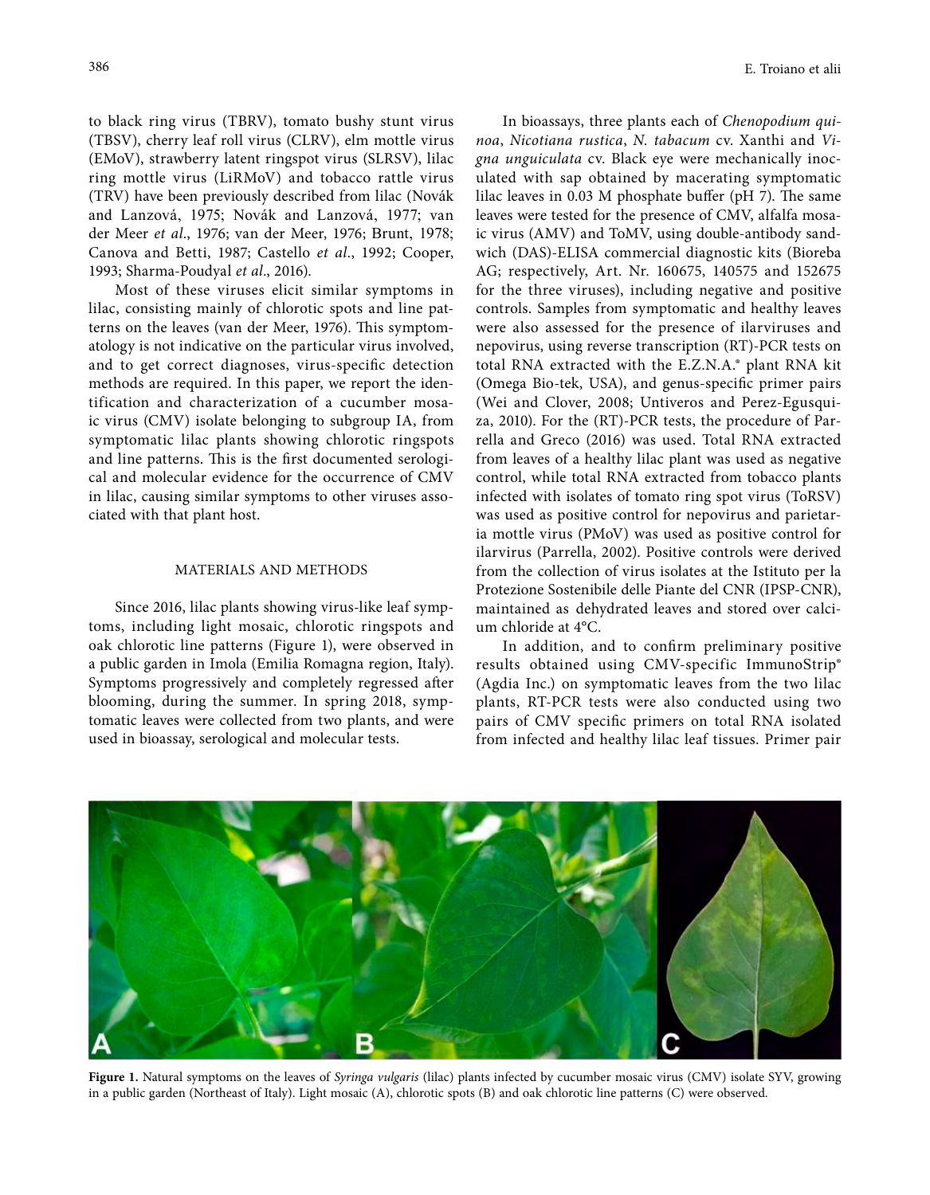to black ring virus (TBRV), tomato bushy stunt virus (TBSV), cherry leaf roll virus (CLRV), elm mottle virus (EMoV), strawberry latent ringspot virus (SLRSV), lilac ring mottle virus (LiRMoV) and tobacco rattle virus (TRV) have been previously described from lilac (Novák and Lanzová, 1975; Novák and Lanzová, 1977; van der Meer *et al*., 1976; van der Meer, 1976; Brunt, 1978; Canova and Betti, 1987; Castello *et al*., 1992; Cooper, 1993; Sharma-Poudyal *et al*., 2016).

Most of these viruses elicit similar symptoms in lilac, consisting mainly of chlorotic spots and line patterns on the leaves (van der Meer, 1976). This symptomatology is not indicative on the particular virus involved, and to get correct diagnoses, virus-specific detection methods are required. In this paper, we report the identification and characterization of a cucumber mosaic virus (CMV) isolate belonging to subgroup IA, from symptomatic lilac plants showing chlorotic ringspots and line patterns. This is the first documented serological and molecular evidence for the occurrence of CMV in lilac, causing similar symptoms to other viruses associated with that plant host.

## MATERIALS AND METHODS

Since 2016, lilac plants showing virus-like leaf symptoms, including light mosaic, chlorotic ringspots and oak chlorotic line patterns (Figure 1), were observed in a public garden in Imola (Emilia Romagna region, Italy). Symptoms progressively and completely regressed after blooming, during the summer. In spring 2018, symptomatic leaves were collected from two plants, and were used in bioassay, serological and molecular tests.

In bioassays, three plants each of *Chenopodium quinoa*, *Nicotiana rustica*, *N. tabacum* cv. Xanthi and *Vigna unguiculata* cv. Black eye were mechanically inoculated with sap obtained by macerating symptomatic lilac leaves in 0.03 M phosphate buffer (pH 7). The same leaves were tested for the presence of CMV, alfalfa mosaic virus (AMV) and ToMV, using double-antibody sandwich (DAS)-ELISA commercial diagnostic kits (Bioreba AG; respectively, Art. Nr. 160675, 140575 and 152675 for the three viruses), including negative and positive controls. Samples from symptomatic and healthy leaves were also assessed for the presence of ilarviruses and nepovirus, using reverse transcription (RT)-PCR tests on total RNA extracted with the E.Z.N.A.® plant RNA kit (Omega Bio-tek, USA), and genus-specific primer pairs (Wei and Clover, 2008; Untiveros and Perez-Egusquiza, 2010). For the (RT)-PCR tests, the procedure of Parrella and Greco (2016) was used. Total RNA extracted from leaves of a healthy lilac plant was used as negative control, while total RNA extracted from tobacco plants infected with isolates of tomato ring spot virus (ToRSV) was used as positive control for nepovirus and parietaria mottle virus (PMoV) was used as positive control for ilarvirus (Parrella, 2002). Positive controls were derived from the collection of virus isolates at the Istituto per la Protezione Sostenibile delle Piante del CNR (IPSP-CNR), maintained as dehydrated leaves and stored over calcium chloride at 4°C.

In addition, and to confirm preliminary positive results obtained using CMV-specific ImmunoStrip® (Agdia Inc.) on symptomatic leaves from the two lilac plants, RT-PCR tests were also conducted using two pairs of CMV specific primers on total RNA isolated from infected and healthy lilac leaf tissues. Primer pair

**Figure 1.** Natural symptoms on the leaves of *Syringa vulgaris* (lilac) plants infected by cucumber mosaic virus (CMV) isolate SYV, growing in a public garden (Northeast of Italy). Light mosaic (A), chlorotic spots (B) and oak chlorotic line patterns (C) were observed.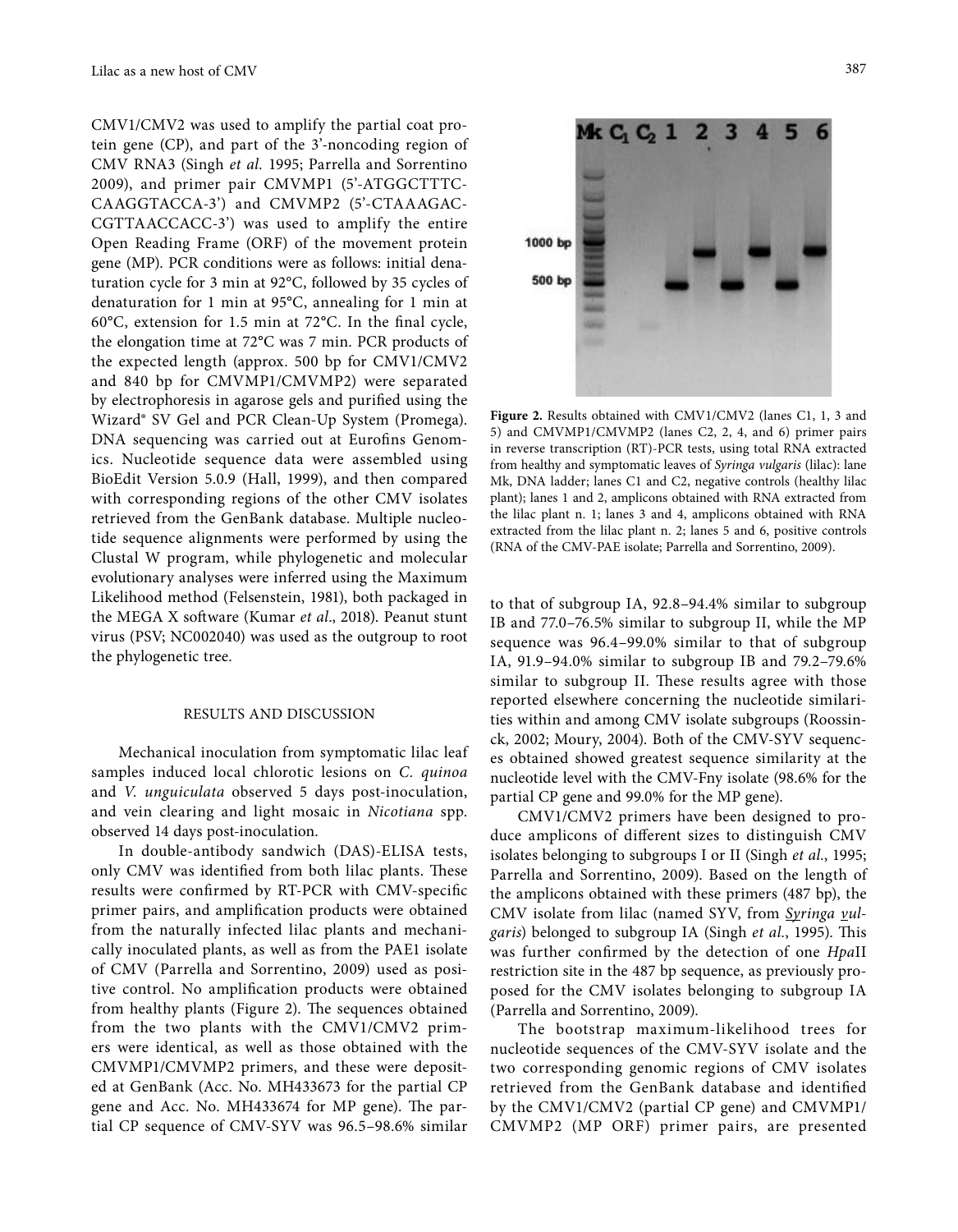CMV1/CMV2 was used to amplify the partial coat protein gene (CP), and part of the 3'-noncoding region of CMV RNA3 (Singh *et al.* 1995; Parrella and Sorrentino 2009), and primer pair CMVMP1 (5'-ATGGCTTTC-CAAGGTACCA-3') and CMVMP2 (5'-CTAAAGAC-CGTTAACCACC-3') was used to amplify the entire Open Reading Frame (ORF) of the movement protein gene (MP). PCR conditions were as follows: initial denaturation cycle for 3 min at 92°C, followed by 35 cycles of denaturation for 1 min at 95°C, annealing for 1 min at 60°C, extension for 1.5 min at 72°C. In the final cycle, the elongation time at 72°C was 7 min. PCR products of the expected length (approx. 500 bp for CMV1/CMV2 and 840 bp for CMVMP1/CMVMP2) were separated by electrophoresis in agarose gels and purified using the Wizard® SV Gel and PCR Clean-Up System (Promega). DNA sequencing was carried out at Eurofins Genomics. Nucleotide sequence data were assembled using BioEdit Version 5.0.9 (Hall, 1999), and then compared with corresponding regions of the other CMV isolates retrieved from the GenBank database. Multiple nucleotide sequence alignments were performed by using the Clustal W program, while phylogenetic and molecular evolutionary analyses were inferred using the Maximum Likelihood method (Felsenstein, 1981), both packaged in the MEGA X software (Kumar *et al*., 2018). Peanut stunt virus (PSV; NC002040) was used as the outgroup to root the phylogenetic tree.

## RESULTS AND DISCUSSION

Mechanical inoculation from symptomatic lilac leaf samples induced local chlorotic lesions on *C. quinoa* and *V. unguiculata* observed 5 days post-inoculation, and vein clearing and light mosaic in *Nicotiana* spp. observed 14 days post-inoculation.

In double-antibody sandwich (DAS)-ELISA tests, only CMV was identified from both lilac plants. These results were confirmed by RT-PCR with CMV-specific primer pairs, and amplification products were obtained from the naturally infected lilac plants and mechanically inoculated plants, as well as from the PAE1 isolate of CMV (Parrella and Sorrentino, 2009) used as positive control. No amplification products were obtained from healthy plants (Figure 2). The sequences obtained from the two plants with the CMV1/CMV2 primers were identical, as well as those obtained with the CMVMP1/CMVMP2 primers, and these were deposited at GenBank (Acc. No. MH433673 for the partial CP gene and Acc. No. MH433674 for MP gene). The partial CP sequence of CMV-SYV was 96.5–98.6% similar to that of subgroup IA, 92.8–94.4% similar to subgroup IB and 77.0–76.5% similar to subgroup II, while the MP sequence was 96.4–99.0% similar to that of subgroup IA, 91.9–94.0% similar to subgroup IB and 79.2–79.6% similar to subgroup II. These results agree with those reported elsewhere concerning the nucleotide similarities within and among CMV isolate subgroups (Roossinck, 2002; Moury, 2004). Both of the CMV-SYV sequences obtained showed greatest sequence similarity at the nucleotide level with the CMV-Fny isolate (98.6% for the partial CP gene and 99.0% for the MP gene).

**Figure 2.** Results obtained with CMV1/CMV2 (lanes C1, 1, 3 and 5) and CMVMP1/CMVMP2 (lanes C2, 2, 4, and 6) primer pairs in reverse transcription (RT)-PCR tests, using total RNA extracted from healthy and symptomatic leaves of *Syringa vulgaris* (lilac): lane Mk, DNA ladder; lanes C1 and C2, negative controls (healthy lilac plant); lanes 1 and 2, amplicons obtained with RNA extracted from the lilac plant n. 1; lanes 3 and 4, amplicons obtained with RNA extracted from the lilac plant n. 2; lanes 5 and 6, positive controls (RNA of the CMV-PAE isolate; Parrella and Sorrentino, 2009).

CMV1/CMV2 primers have been designed to produce amplicons of different sizes to distinguish CMV isolates belonging to subgroups I or II (Singh *et al*., 1995; Parrella and Sorrentino, 2009). Based on the length of the amplicons obtained with these primers (487 bp), the CMV isolate from lilac (named SYV, from *Syringa vulgaris*) belonged to subgroup IA (Singh *et al*., 1995). This was further confirmed by the detection of one *Hpa*II restriction site in the 487 bp sequence, as previously proposed for the CMV isolates belonging to subgroup IA (Parrella and Sorrentino, 2009).

The bootstrap maximum-likelihood trees for nucleotide sequences of the CMV-SYV isolate and the two corresponding genomic regions of CMV isolates retrieved from the GenBank database and identified by the CMV1/CMV2 (partial CP gene) and CMVMP1/CMVMP2 (MP ORF) primer pairs, are presented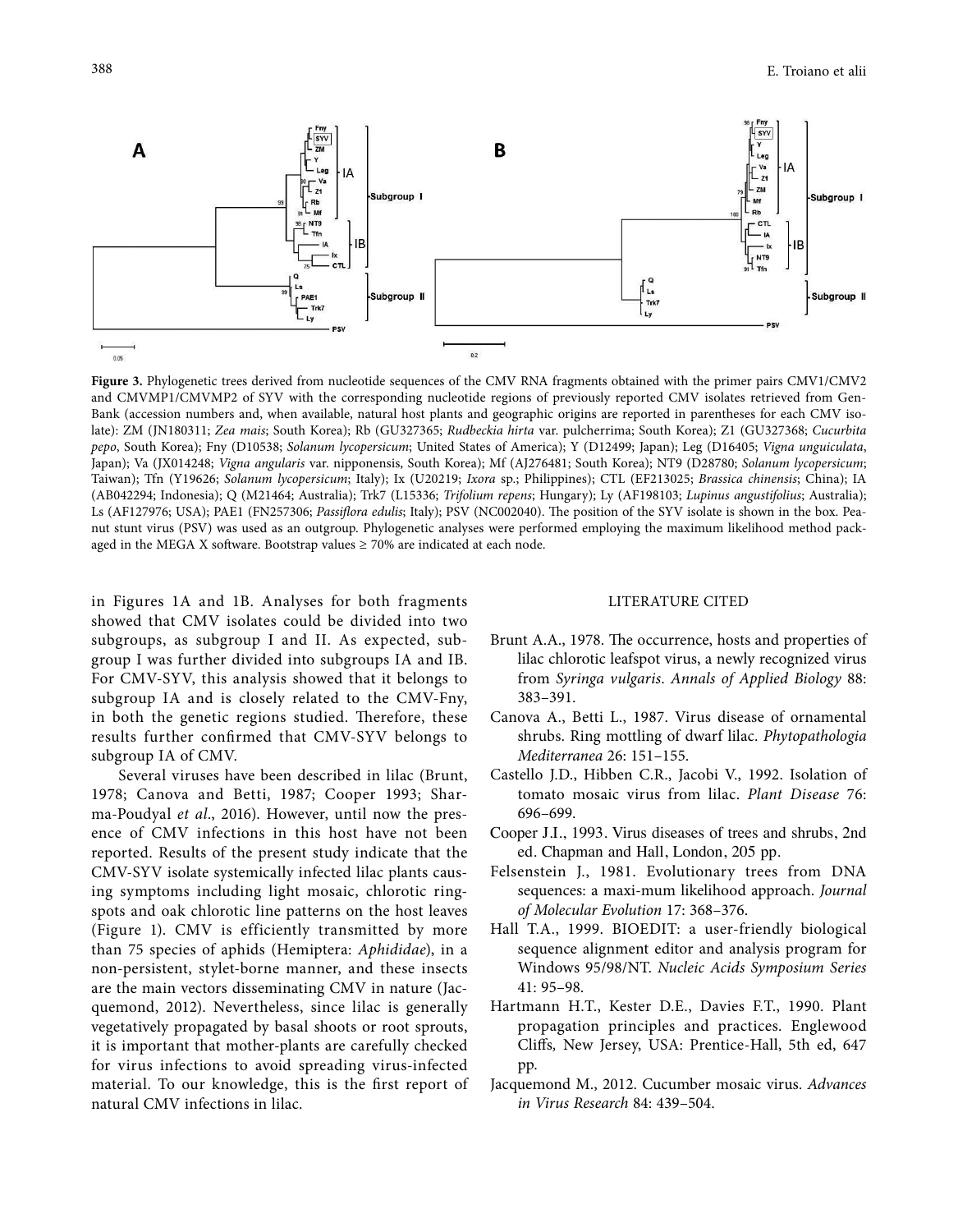**Figure 3.** Phylogenetic trees derived from nucleotide sequences of the CMV RNA fragments obtained with the primer pairs CMV1/CMV2 and CMVMP1/CMVMP2 of SYV with the corresponding nucleotide regions of previously reported CMV isolates retrieved from GenBank (accession numbers and, when available, natural host plants and geographic origins are reported in parentheses for each CMV isolate): ZM (JN180311; *Zea mais*; South Korea); Rb (GU327365; *Rudbeckia hirta* var. pulcherrima; South Korea); Z1 (GU327368; *Cucurbita pepo*, South Korea); Fny (D10538; *Solanum lycopersicum*; United States of America); Y (D12499; Japan); Leg (D16405; *Vigna unguiculata*, Japan); Va (JX014248; *Vigna angularis* var. nipponensis, South Korea); Mf (AJ276481; South Korea); NT9 (D28780; *Solanum lycopersicum*; Taiwan); Tfn (Y19626; *Solanum lycopersicum*; Italy); Ix (U20219; *Ixora* sp.; Philippines); CTL (EF213025; *Brassica chinensis*; China); IA (AB042294; Indonesia); Q (M21464; Australia); Trk7 (L15336; *Trifolium repens*; Hungary); Ly (AF198103; *Lupinus angustifolius*; Australia); Ls (AF127976; USA); PAE1 (FN257306; *Passiflora edulis*; Italy); PSV (NC002040). The position of the SYV isolate is shown in the box. Peanut stunt virus (PSV) was used as an outgroup. Phylogenetic analyses were performed employing the maximum likelihood method packaged in the MEGA X software. Bootstrap values ≥ 70% are indicated at each node.

in Figures 1A and 1B. Analyses for both fragments showed that CMV isolates could be divided into two subgroups, as subgroup I and II. As expected, subgroup I was further divided into subgroups IA and IB. For CMV-SYV, this analysis showed that it belongs to subgroup IA and is closely related to the CMV-Fny, in both the genetic regions studied. Therefore, these results further confirmed that CMV-SYV belongs to subgroup IA of CMV.

Several viruses have been described in lilac (Brunt, 1978; Canova and Betti, 1987; Cooper 1993; Sharma-Poudyal *et al*., 2016). However, until now the presence of CMV infections in this host have not been reported. Results of the present study indicate that the CMV-SYV isolate systemically infected lilac plants causing symptoms including light mosaic, chlorotic ringspots and oak chlorotic line patterns on the host leaves (Figure 1). CMV is efficiently transmitted by more than 75 species of aphids (Hemiptera: *Aphididae*), in a non-persistent, stylet-borne manner, and these insects are the main vectors disseminating CMV in nature (Jacquemond, 2012). Nevertheless, since lilac is generally vegetatively propagated by basal shoots or root sprouts, it is important that mother-plants are carefully checked for virus infections to avoid spreading virus-infected material. To our knowledge, this is the first report of natural CMV infections in lilac.

## LITERATURE CITED

Brunt A.A., 1978. The occurrence, hosts and properties of lilac chlorotic leafspot virus, a newly recognized virus from *Syringa vulgaris*. *Annals of Applied Biology* 88: 383–391.

Canova A., Betti L., 1987. Virus disease of ornamental shrubs. Ring mottling of dwarf lilac. *Phytopathologia Mediterranea* 26: 151–155.

Castello J.D., Hibben C.R., Jacobi V., 1992. Isolation of tomato mosaic virus from lilac. *Plant Disease* 76: 696–699.

Cooper J.I., 1993. Virus diseases of trees and shrubs, 2nd ed. Chapman and Hall, London, 205 pp.

Felsenstein J., 1981. Evolutionary trees from DNA sequences: a maxi-mum likelihood approach. *Journal of Molecular Evolution* 17: 368–376.

Hall T.A., 1999. BIOEDIT: a user-friendly biological sequence alignment editor and analysis program for Windows 95/98/NT. *Nucleic Acids Symposium Series* 41: 95–98.

Hartmann H.T., Kester D.E., Davies F.T., 1990. Plant propagation principles and practices. Englewood Cliffs, New Jersey, USA: Prentice-Hall, 5th ed, 647 pp.

Jacquemond M., 2012. Cucumber mosaic virus. *Advances in Virus Research* 84: 439–504.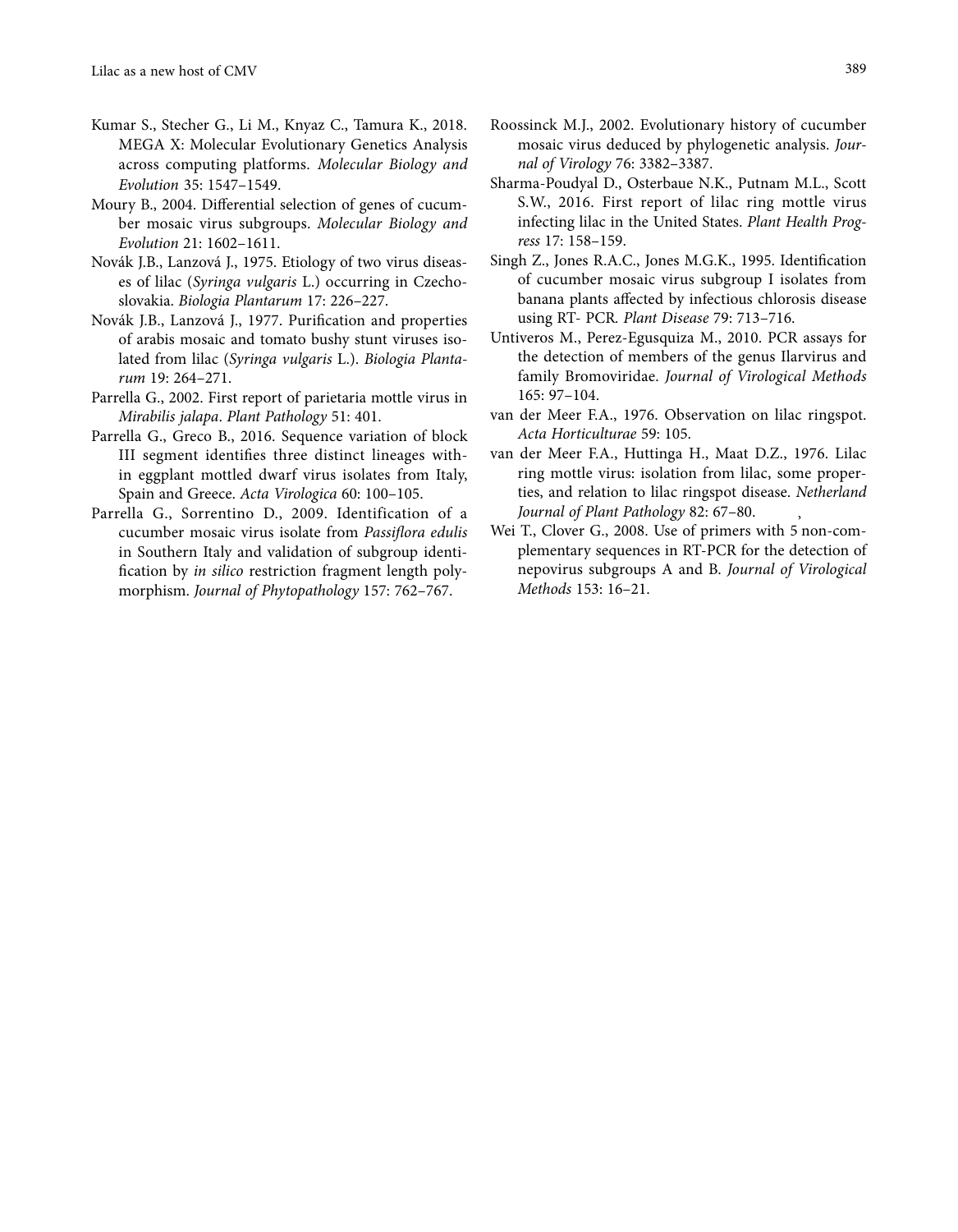Kumar S., Stecher G., Li M., Knyaz C., Tamura K., 2018. MEGA X: Molecular Evolutionary Genetics Analysis across computing platforms. *Molecular Biology and Evolution* 35: 1547–1549.

Moury B., 2004. Differential selection of genes of cucumber mosaic virus subgroups. *Molecular Biology and Evolution* 21: 1602–1611.

Novák J.B., Lanzová J., 1975. Etiology of two virus diseases of lilac (*Syringa vulgaris* L.) occurring in Czechoslovakia. *Biologia Plantarum* 17: 226–227.

Novák J.B., Lanzová J., 1977. Purification and properties of arabis mosaic and tomato bushy stunt viruses isolated from lilac (*Syringa vulgaris* L.). *Biologia Plantarum* 19: 264–271.

Parrella G., 2002. First report of parietaria mottle virus in *Mirabilis jalapa*. *Plant Pathology* 51: 401.

Parrella G., Greco B., 2016. Sequence variation of block III segment identifies three distinct lineages within eggplant mottled dwarf virus isolates from Italy, Spain and Greece. *Acta Virologica* 60: 100–105.

Parrella G., Sorrentino D., 2009. Identification of a cucumber mosaic virus isolate from *Passiflora edulis* in Southern Italy and validation of subgroup identification by *in silico* restriction fragment length polymorphism. *Journal of Phytopathology* 157: 762–767.

Roossinck M.J., 2002. Evolutionary history of cucumber mosaic virus deduced by phylogenetic analysis. *Journal of Virology* 76: 3382–3387.

Sharma-Poudyal D., Osterbaue N.K., Putnam M.L., Scott S.W., 2016. First report of lilac ring mottle virus infecting lilac in the United States. *Plant Health Progress* 17: 158–159.

Singh Z., Jones R.A.C., Jones M.G.K., 1995. Identification of cucumber mosaic virus subgroup I isolates from banana plants affected by infectious chlorosis disease using RT- PCR. *Plant Disease* 79: 713–716.

Untiveros M., Perez-Egusquiza M., 2010. PCR assays for the detection of members of the genus Ilarvirus and family Bromoviridae. *Journal of Virological Methods* 165: 97–104.

van der Meer F.A., 1976. Observation on lilac ringspot. *Acta Horticulturae* 59: 105.

van der Meer F.A., Huttinga H., Maat D.Z., 1976. Lilac ring mottle virus: isolation from lilac, some properties, and relation to lilac ringspot disease. *Netherland Journal of Plant Pathology* 82: 67–80.

Wei T., Clover G., 2008. Use of primers with 5′ non-complementary sequences in RT-PCR for the detection of nepovirus subgroups A and B. *Journal of Virological Methods* 153: 16–21.